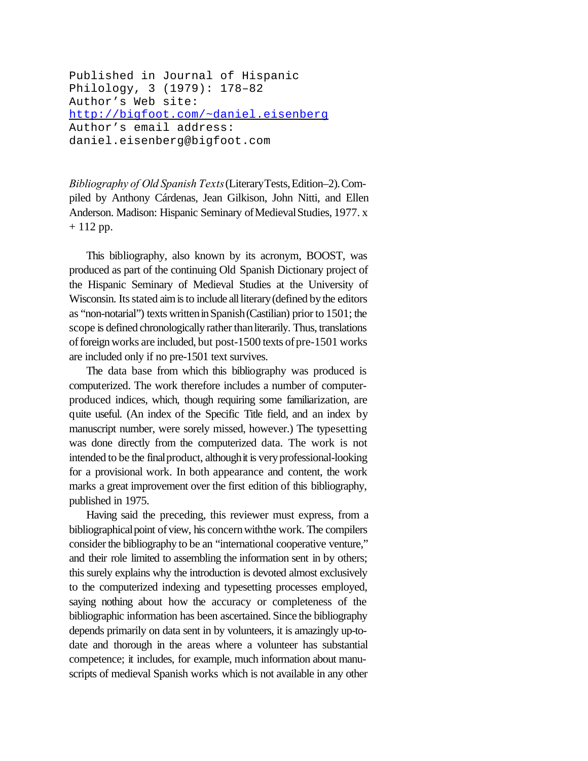Published in Journal of Hispanic Philology, 3 (1979): 178–82
Author's Web site: http://bigfoot.com/~daniel.eisenberg
Author's email address: daniel.eisenberg@bigfoot.com

*Bibliography of Old Spanish Texts* (Literary Tests, Edition–2). Compiled by Anthony Cárdenas, Jean Gilkison, John Nitti, and Ellen Anderson. Madison: Hispanic Seminary of Medieval Studies, 1977. x + 112 pp.

This bibliography, also known by its acronym, BOOST, was produced as part of the continuing Old Spanish Dictionary project of the Hispanic Seminary of Medieval Studies at the University of Wisconsin. Its stated aim is to include all literary (defined by the editors as "non-notarial") texts written in Spanish (Castilian) prior to 1501; the scope is defined chronologically rather than literarily. Thus, translations of foreign works are included, but post-1500 texts of pre-1501 works are included only if no pre-1501 text survives.

The data base from which this bibliography was produced is computerized. The work therefore includes a number of computer-produced indices, which, though requiring some familiarization, are quite useful. (An index of the Specific Title field, and an index by manuscript number, were sorely missed, however.) The typesetting was done directly from the computerized data. The work is not intended to be the final product, although it is very professional-looking for a provisional work. In both appearance and content, the work marks a great improvement over the first edition of this bibliography, published in 1975.

Having said the preceding, this reviewer must express, from a bibliographical point of view, his concern with the work. The compilers consider the bibliography to be an "international cooperative venture," and their role limited to assembling the information sent in by others; this surely explains why the introduction is devoted almost exclusively to the computerized indexing and typesetting processes employed, saying nothing about how the accuracy or completeness of the bibliographic information has been ascertained. Since the bibliography depends primarily on data sent in by volunteers, it is amazingly up-to-date and thorough in the areas where a volunteer has substantial competence; it includes, for example, much information about manuscripts of medieval Spanish works which is not available in any other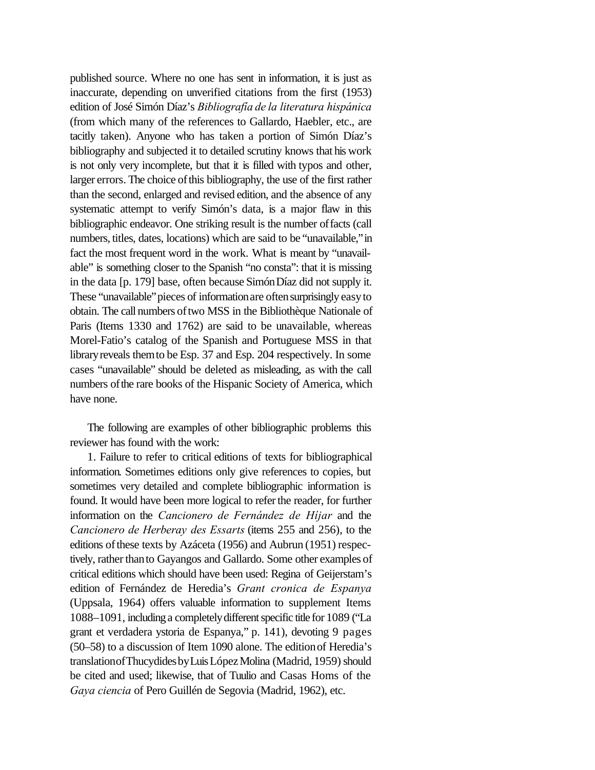published source. Where no one has sent in information, it is just as inaccurate, depending on unverified citations from the first (1953) edition of José Simón Díaz's *Bibliografía de la literatura hispánica* (from which many of the references to Gallardo, Haebler, etc., are tacitly taken). Anyone who has taken a portion of Simón Díaz's bibliography and subjected it to detailed scrutiny knows that his work is not only very incomplete, but that it is filled with typos and other, larger errors. The choice of this bibliography, the use of the first rather than the second, enlarged and revised edition, and the absence of any systematic attempt to verify Simón's data, is a major flaw in this bibliographic endeavor. One striking result is the number of facts (call numbers, titles, dates, locations) which are said to be "unavailable," in fact the most frequent word in the work. What is meant by "unavailable" is something closer to the Spanish "no consta": that it is missing in the data [p. 179] base, often because Simón Díaz did not supply it. These "unavailable" pieces of information are often surprisingly easy to obtain. The call numbers of two MSS in the Bibliothèque Nationale of Paris (Items 1330 and 1762) are said to be unavailable, whereas Morel-Fatio's catalog of the Spanish and Portuguese MSS in that library reveals them to be Esp. 37 and Esp. 204 respectively. In some cases "unavailable" should be deleted as misleading, as with the call numbers of the rare books of the Hispanic Society of America, which have none.

The following are examples of other bibliographic problems this reviewer has found with the work:

1. Failure to refer to critical editions of texts for bibliographical information. Sometimes editions only give references to copies, but sometimes very detailed and complete bibliographic information is found. It would have been more logical to refer the reader, for further information on the *Cancionero de Fernández de Híjar* and the *Cancionero de Herberay des Essarts* (items 255 and 256), to the editions of these texts by Azáceta (1956) and Aubrun (1951) respectively, rather than to Gayangos and Gallardo. Some other examples of critical editions which should have been used: Regina of Geijerstam's edition of Fernández de Heredia's *Grant cronica de Espanya* (Uppsala, 1964) offers valuable information to supplement Items 1088–1091, including a completely different specific title for 1089 ("La grant et verdadera ystoria de Espanya," p. 141), devoting 9 pages (50–58) to a discussion of Item 1090 alone. The edition of Heredia's translation of Thucydides by Luis López Molina (Madrid, 1959) should be cited and used; likewise, that of Tuulio and Casas Homs of the *Gaya ciencia* of Pero Guillén de Segovia (Madrid, 1962), etc.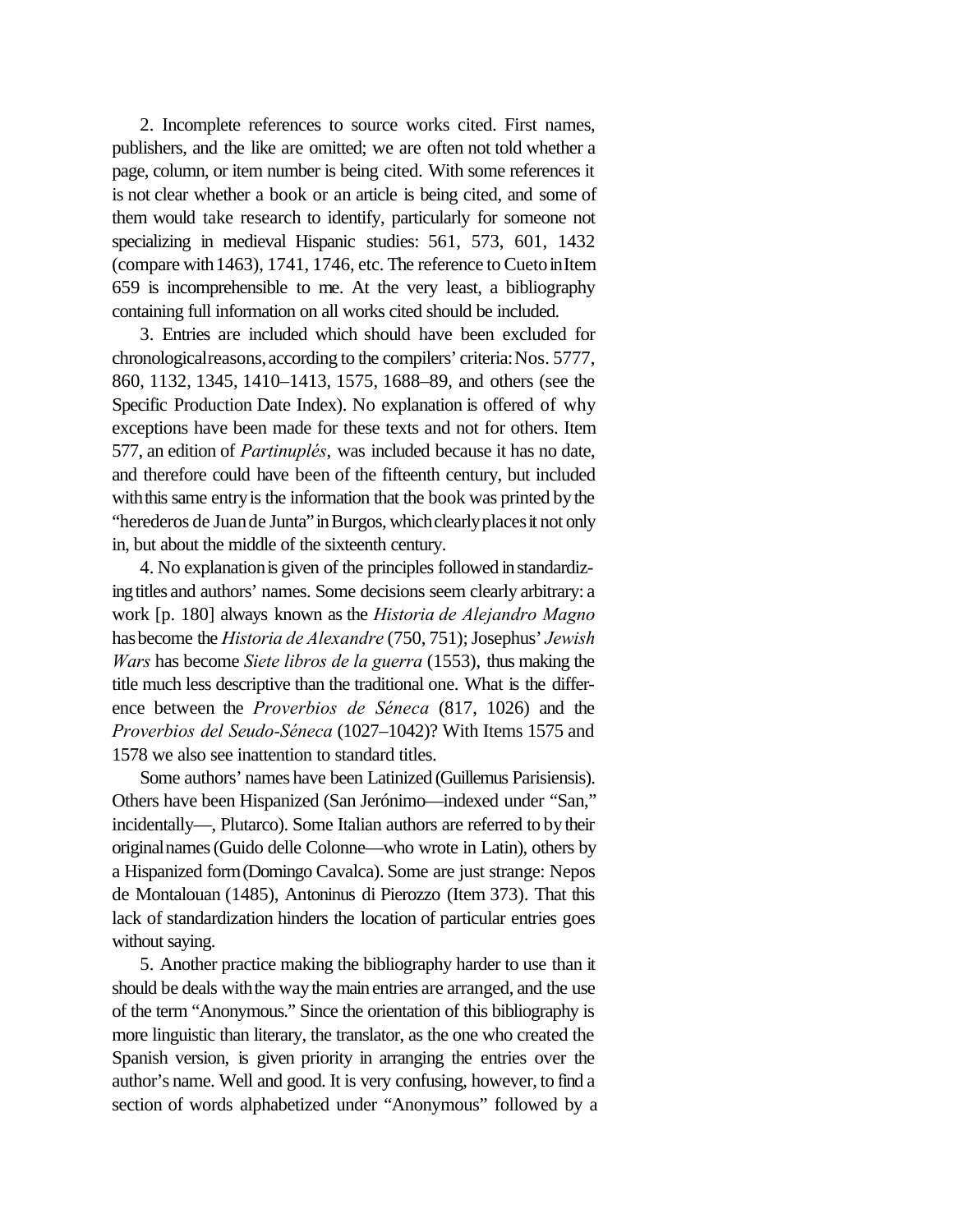2. Incomplete references to source works cited. First names, publishers, and the like are omitted; we are often not told whether a page, column, or item number is being cited. With some references it is not clear whether a book or an article is being cited, and some of them would take research to identify, particularly for someone not specializing in medieval Hispanic studies: 561, 573, 601, 1432 (compare with 1463), 1741, 1746, etc. The reference to Cueto in Item 659 is incomprehensible to me. At the very least, a bibliography containing full information on all works cited should be included.

3. Entries are included which should have been excluded for chronological reasons, according to the compilers' criteria: Nos. 5777, 860, 1132, 1345, 1410–1413, 1575, 1688–89, and others (see the Specific Production Date Index). No explanation is offered of why exceptions have been made for these texts and not for others. Item 577, an edition of *Partinuplés*, was included because it has no date, and therefore could have been of the fifteenth century, but included with this same entry is the information that the book was printed by the "herederos de Juan de Junta" in Burgos, which clearly places it not only in, but about the middle of the sixteenth century.

4. No explanation is given of the principles followed in standardizing titles and authors' names. Some decisions seem clearly arbitrary: a work [p. 180] always known as the *Historia de Alejandro Magno* has become the *Historia de Alexandre* (750, 751); Josephus' *Jewish Wars* has become *Siete libros de la guerra* (1553), thus making the title much less descriptive than the traditional one. What is the difference between the *Proverbios de Séneca* (817, 1026) and the *Proverbios del Seudo-Séneca* (1027–1042)? With Items 1575 and 1578 we also see inattention to standard titles.

Some authors' names have been Latinized (Guillemus Parisiensis). Others have been Hispanized (San Jerónimo—indexed under "San," incidentally—, Plutarco). Some Italian authors are referred to by their original names (Guido delle Colonne—who wrote in Latin), others by a Hispanized form (Domingo Cavalca). Some are just strange: Nepos de Montalouan (1485), Antoninus di Pierozzo (Item 373). That this lack of standardization hinders the location of particular entries goes without saying.

5. Another practice making the bibliography harder to use than it should be deals with the way the main entries are arranged, and the use of the term "Anonymous." Since the orientation of this bibliography is more linguistic than literary, the translator, as the one who created the Spanish version, is given priority in arranging the entries over the author's name. Well and good. It is very confusing, however, to find a section of words alphabetized under "Anonymous" followed by a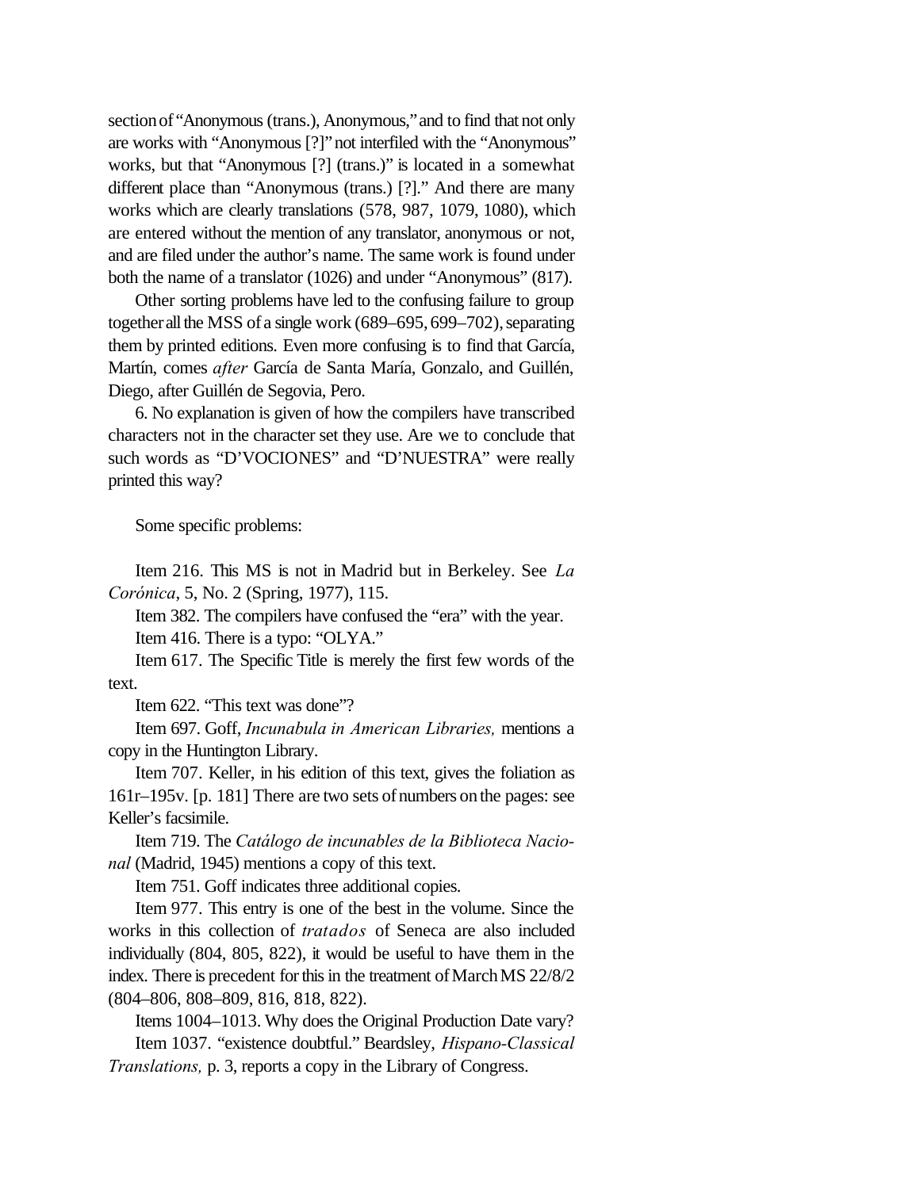section of "Anonymous (trans.), Anonymous," and to find that not only are works with "Anonymous [?]" not interfiled with the "Anonymous" works, but that "Anonymous [?] (trans.)" is located in a somewhat different place than "Anonymous (trans.) [?]." And there are many works which are clearly translations (578, 987, 1079, 1080), which are entered without the mention of any translator, anonymous or not, and are filed under the author's name. The same work is found under both the name of a translator (1026) and under "Anonymous" (817).

Other sorting problems have led to the confusing failure to group together all the MSS of a single work (689–695, 699–702), separating them by printed editions. Even more confusing is to find that García, Martín, comes *after* García de Santa María, Gonzalo, and Guillén, Diego, after Guillén de Segovia, Pero.

6. No explanation is given of how the compilers have transcribed characters not in the character set they use. Are we to conclude that such words as "D'VOCIONES" and "D'NUESTRA" were really printed this way?

Some specific problems:

Item 216. This MS is not in Madrid but in Berkeley. See *La Corónica*, 5, No. 2 (Spring, 1977), 115.

Item 382. The compilers have confused the "era" with the year.

Item 416. There is a typo: "OLYA."

Item 617. The Specific Title is merely the first few words of the text.

Item 622. "This text was done"?

Item 697. Goff, *Incunabula in American Libraries,* mentions a copy in the Huntington Library.

Item 707. Keller, in his edition of this text, gives the foliation as 161r–195v. [p. 181] There are two sets of numbers on the pages: see Keller's facsimile.

Item 719. The *Catálogo de incunables de la Biblioteca Nacional* (Madrid, 1945) mentions a copy of this text.

Item 751. Goff indicates three additional copies.

Item 977. This entry is one of the best in the volume. Since the works in this collection of *tratados* of Seneca are also included individually (804, 805, 822), it would be useful to have them in the index. There is precedent for this in the treatment of March MS 22/8/2 (804–806, 808–809, 816, 818, 822).

Items 1004–1013. Why does the Original Production Date vary?

Item 1037. "existence doubtful." Beardsley, *Hispano-Classical Translations,* p. 3, reports a copy in the Library of Congress.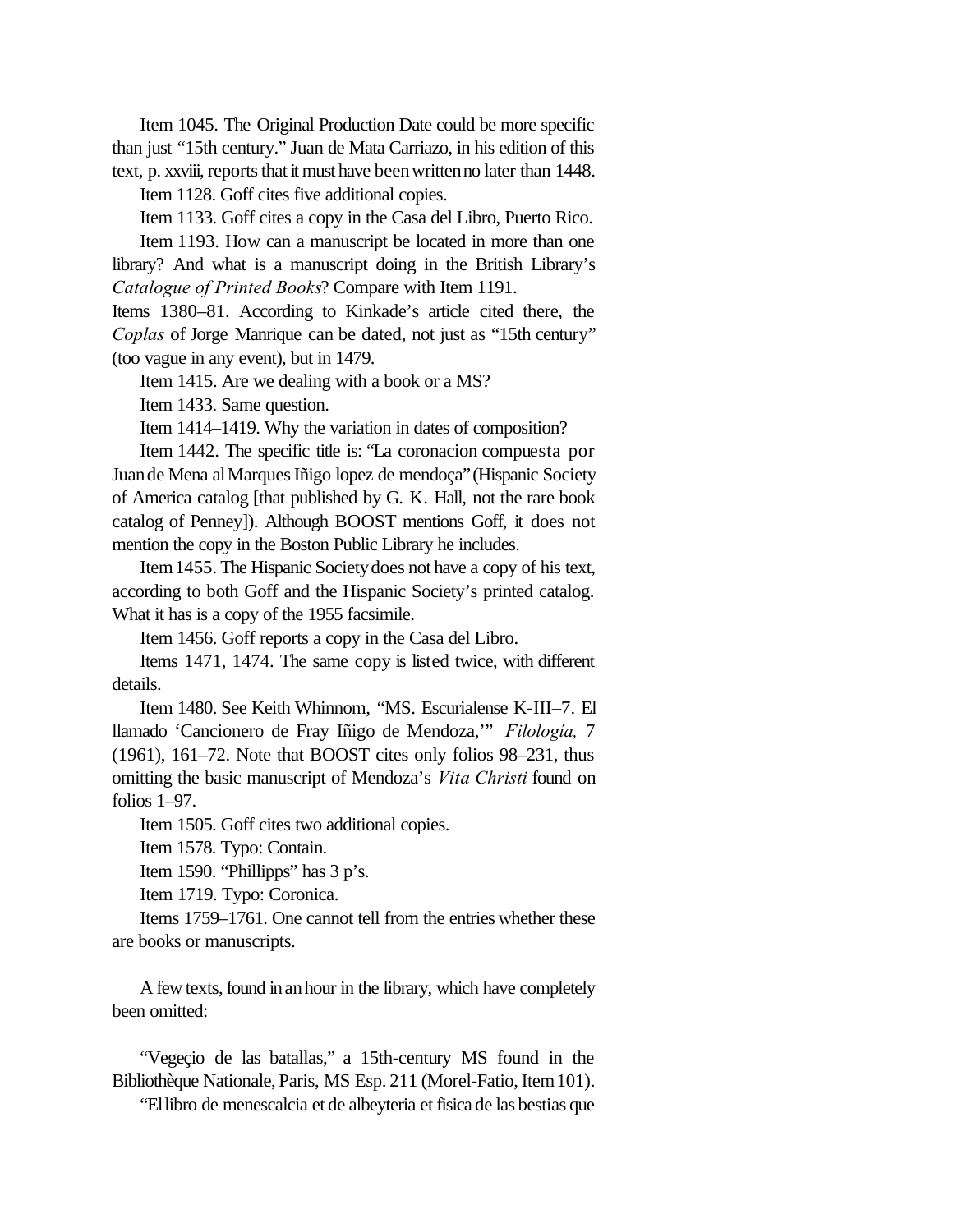Item 1045. The Original Production Date could be more specific than just "15th century." Juan de Mata Carriazo, in his edition of this text, p. xxviii, reports that it must have been written no later than 1448.

Item 1128. Goff cites five additional copies.

Item 1133. Goff cites a copy in the Casa del Libro, Puerto Rico.

Item 1193. How can a manuscript be located in more than one library? And what is a manuscript doing in the British Library's *Catalogue of Printed Books*? Compare with Item 1191.

Items 1380–81. According to Kinkade's article cited there, the *Coplas* of Jorge Manrique can be dated, not just as "15th century" (too vague in any event), but in 1479.

Item 1415. Are we dealing with a book or a MS?

Item 1433. Same question.

Item 1414–1419. Why the variation in dates of composition?

Item 1442. The specific title is: "La coronacion compuesta por Juan de Mena al Marques Iñigo lopez de mendoça" (Hispanic Society of America catalog [that published by G. K. Hall, not the rare book catalog of Penney]). Although BOOST mentions Goff, it does not mention the copy in the Boston Public Library he includes.

Item 1455. The Hispanic Society does not have a copy of his text, according to both Goff and the Hispanic Society's printed catalog. What it has is a copy of the 1955 facsimile.

Item 1456. Goff reports a copy in the Casa del Libro.

Items 1471, 1474. The same copy is listed twice, with different details.

Item 1480. See Keith Whinnom, "MS. Escurialense K-III–7. El llamado 'Cancionero de Fray Iñigo de Mendoza,'" *Filología,* 7 (1961), 161–72. Note that BOOST cites only folios 98–231, thus omitting the basic manuscript of Mendoza's *Vita Christi* found on folios 1–97.

Item 1505. Goff cites two additional copies.

Item 1578. Typo: Contain.

Item 1590. "Phillipps" has 3 p's.

Item 1719. Typo: Coronica.

Items 1759–1761. One cannot tell from the entries whether these are books or manuscripts.

A few texts, found in an hour in the library, which have completely been omitted:

"Vegeçio de las batallas," a 15th-century MS found in the Bibliothèque Nationale, Paris, MS Esp. 211 (Morel-Fatio, Item 101).

"El libro de menescalcia et de albeyteria et fisica de las bestias que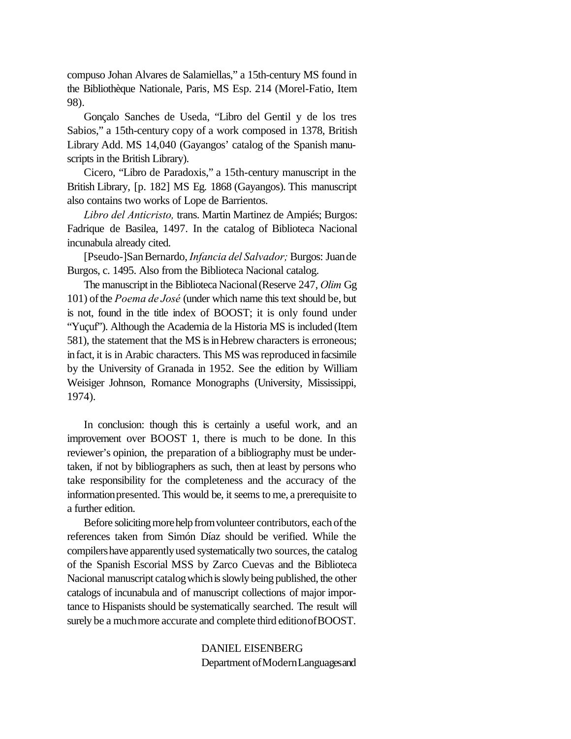compuso Johan Alvares de Salamiellas," a 15th-century MS found in the Bibliothèque Nationale, Paris, MS Esp. 214 (Morel-Fatio, Item 98).

Gonçalo Sanches de Useda, "Libro del Gentil y de los tres Sabios," a 15th-century copy of a work composed in 1378, British Library Add. MS 14,040 (Gayangos' catalog of the Spanish manuscripts in the British Library).

Cicero, "Libro de Paradoxis," a 15th-century manuscript in the British Library, [p. 182] MS Eg. 1868 (Gayangos). This manuscript also contains two works of Lope de Barrientos.

*Libro del Anticristo,* trans. Martin Martinez de Ampiés; Burgos: Fadrique de Basilea, 1497. In the catalog of Biblioteca Nacional incunabula already cited.

[Pseudo-]San Bernardo, *Infancia del Salvador;* Burgos: Juan de Burgos, c. 1495. Also from the Biblioteca Nacional catalog.

The manuscript in the Biblioteca Nacional (Reserve 247, *Olim* Gg 101) of the *Poema de José* (under which name this text should be, but is not, found in the title index of BOOST; it is only found under "Yuçuf"). Although the Academia de la Historia MS is included (Item 581), the statement that the MS is in Hebrew characters is erroneous; in fact, it is in Arabic characters. This MS was reproduced in facsimile by the University of Granada in 1952. See the edition by William Weisiger Johnson, Romance Monographs (University, Mississippi, 1974).

In conclusion: though this is certainly a useful work, and an improvement over BOOST 1, there is much to be done. In this reviewer's opinion, the preparation of a bibliography must be undertaken, if not by bibliographers as such, then at least by persons who take responsibility for the completeness and the accuracy of the information presented. This would be, it seems to me, a prerequisite to a further edition.

Before soliciting more help from volunteer contributors, each of the references taken from Simón Díaz should be verified. While the compilers have apparently used systematically two sources, the catalog of the Spanish Escorial MSS by Zarco Cuevas and the Biblioteca Nacional manuscript catalog which is slowly being published, the other catalogs of incunabula and of manuscript collections of major importance to Hispanists should be systematically searched. The result will surely be a much more accurate and complete third edition of BOOST.

DANIEL EISENBERG
Department of Modern Languages and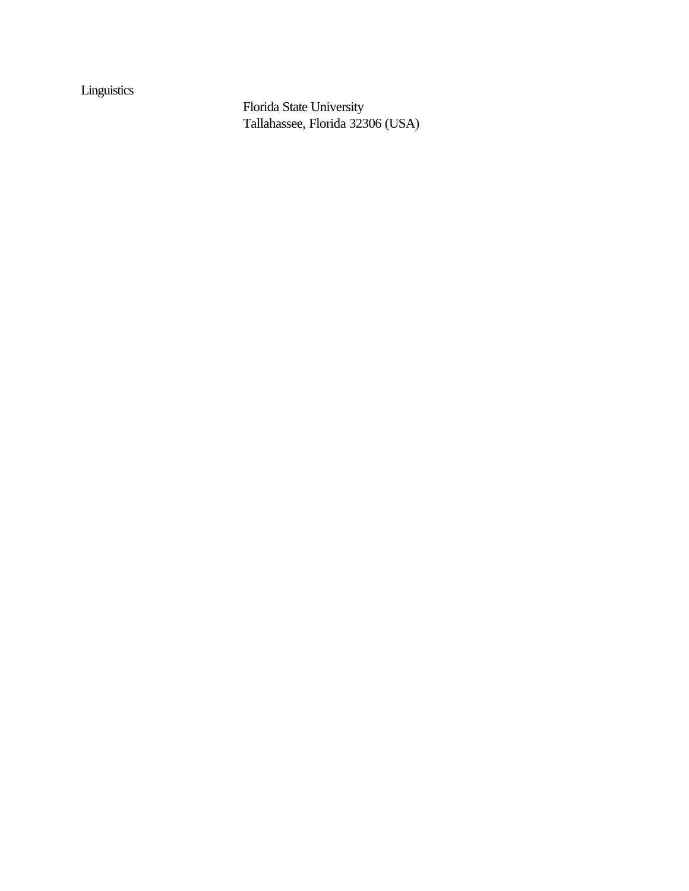Linguistics

Florida State University
Tallahassee, Florida 32306 (USA)